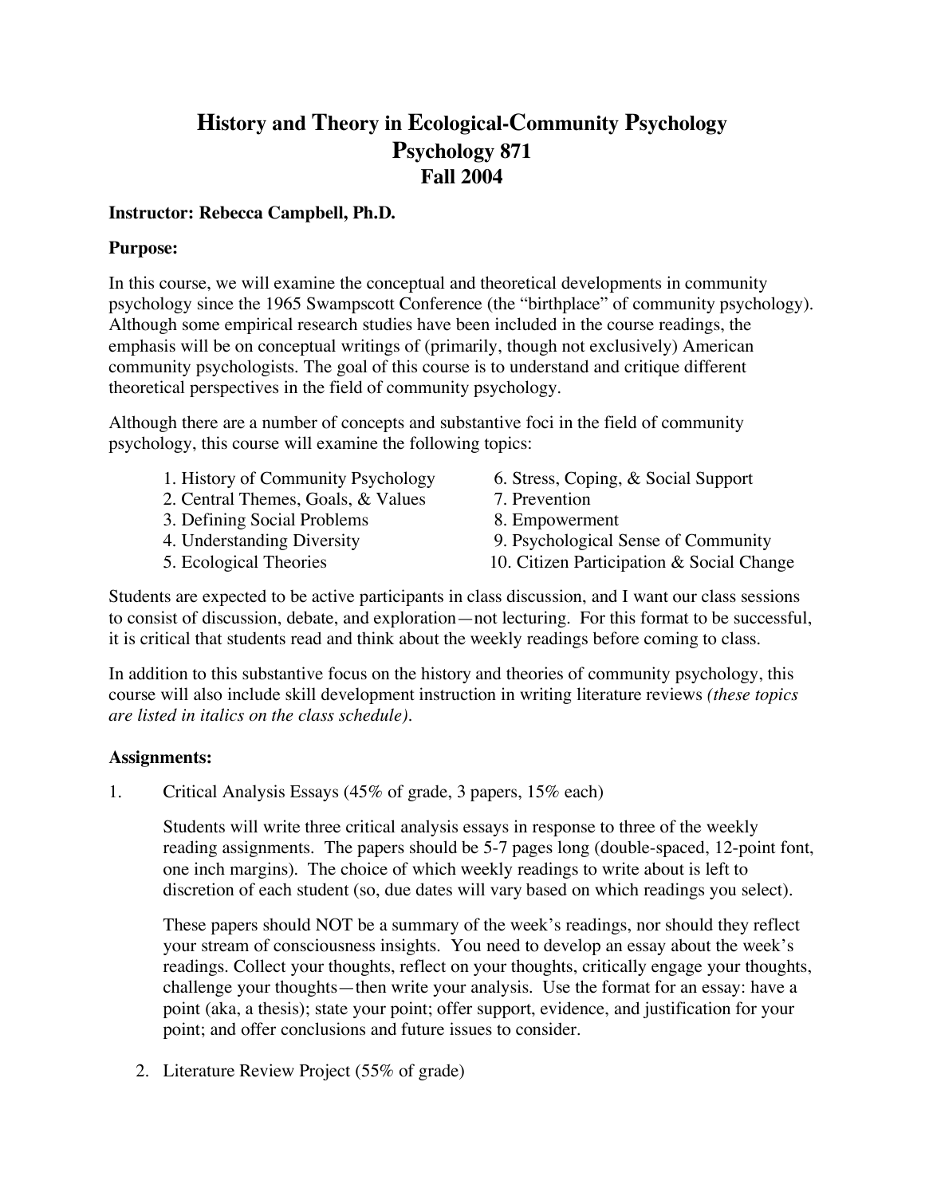# History and Theory in Ecological-Community Psychology
# Psychology 871
# Fall 2004

**Instructor: Rebecca Campbell, Ph.D.**

**Purpose:**

In this course, we will examine the conceptual and theoretical developments in community psychology since the 1965 Swampscott Conference (the "birthplace" of community psychology). Although some empirical research studies have been included in the course readings, the emphasis will be on conceptual writings of (primarily, though not exclusively) American community psychologists. The goal of this course is to understand and critique different theoretical perspectives in the field of community psychology.

Although there are a number of concepts and substantive foci in the field of community psychology, this course will examine the following topics:

1. History of Community Psychology
2. Central Themes, Goals, & Values
3. Defining Social Problems
4. Understanding Diversity
5. Ecological Theories
6. Stress, Coping, & Social Support
7. Prevention
8. Empowerment
9. Psychological Sense of Community
10. Citizen Participation & Social Change

Students are expected to be active participants in class discussion, and I want our class sessions to consist of discussion, debate, and exploration—not lecturing. For this format to be successful, it is critical that students read and think about the weekly readings before coming to class.

In addition to this substantive focus on the history and theories of community psychology, this course will also include skill development instruction in writing literature reviews *(these topics are listed in italics on the class schedule)*.

**Assignments:**

1. Critical Analysis Essays (45% of grade, 3 papers, 15% each)

   Students will write three critical analysis essays in response to three of the weekly reading assignments. The papers should be 5-7 pages long (double-spaced, 12-point font, one inch margins). The choice of which weekly readings to write about is left to discretion of each student (so, due dates will vary based on which readings you select).

   These papers should NOT be a summary of the week's readings, nor should they reflect your stream of consciousness insights. You need to develop an essay about the week's readings. Collect your thoughts, reflect on your thoughts, critically engage your thoughts, challenge your thoughts—then write your analysis. Use the format for an essay: have a point (aka, a thesis); state your point; offer support, evidence, and justification for your point; and offer conclusions and future issues to consider.

2. Literature Review Project (55% of grade)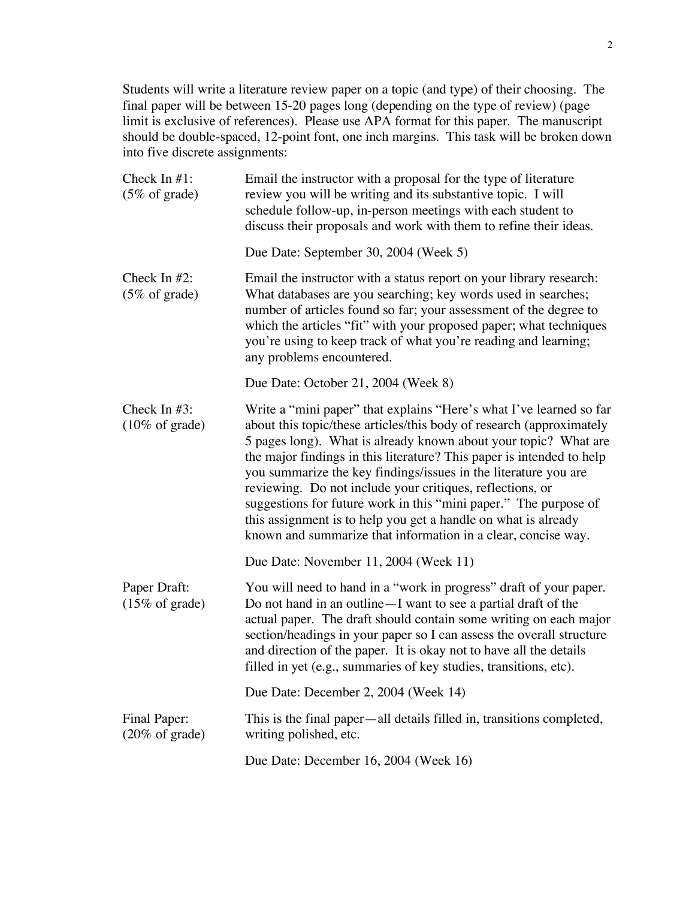Students will write a literature review paper on a topic (and type) of their choosing. The final paper will be between 15-20 pages long (depending on the type of review) (page limit is exclusive of references). Please use APA format for this paper. The manuscript should be double-spaced, 12-point font, one inch margins. This task will be broken down into five discrete assignments:

**Check In #1:** (5% of grade)

Email the instructor with a proposal for the type of literature review you will be writing and its substantive topic. I will schedule follow-up, in-person meetings with each student to discuss their proposals and work with them to refine their ideas.

Due Date: September 30, 2004 (Week 5)

**Check In #2:** (5% of grade)

Email the instructor with a status report on your library research: What databases are you searching; key words used in searches; number of articles found so far; your assessment of the degree to which the articles "fit" with your proposed paper; what techniques you're using to keep track of what you're reading and learning; any problems encountered.

Due Date: October 21, 2004 (Week 8)

**Check In #3:** (10% of grade)

Write a "mini paper" that explains "Here's what I've learned so far about this topic/these articles/this body of research (approximately 5 pages long). What is already known about your topic? What are the major findings in this literature? This paper is intended to help you summarize the key findings/issues in the literature you are reviewing. Do not include your critiques, reflections, or suggestions for future work in this "mini paper." The purpose of this assignment is to help you get a handle on what is already known and summarize that information in a clear, concise way.

Due Date: November 11, 2004 (Week 11)

**Paper Draft:** (15% of grade)

You will need to hand in a "work in progress" draft of your paper. Do not hand in an outline—I want to see a partial draft of the actual paper. The draft should contain some writing on each major section/headings in your paper so I can assess the overall structure and direction of the paper. It is okay not to have all the details filled in yet (e.g., summaries of key studies, transitions, etc).

Due Date: December 2, 2004 (Week 14)

**Final Paper:** (20% of grade)

This is the final paper—all details filled in, transitions completed, writing polished, etc.

Due Date: December 16, 2004 (Week 16)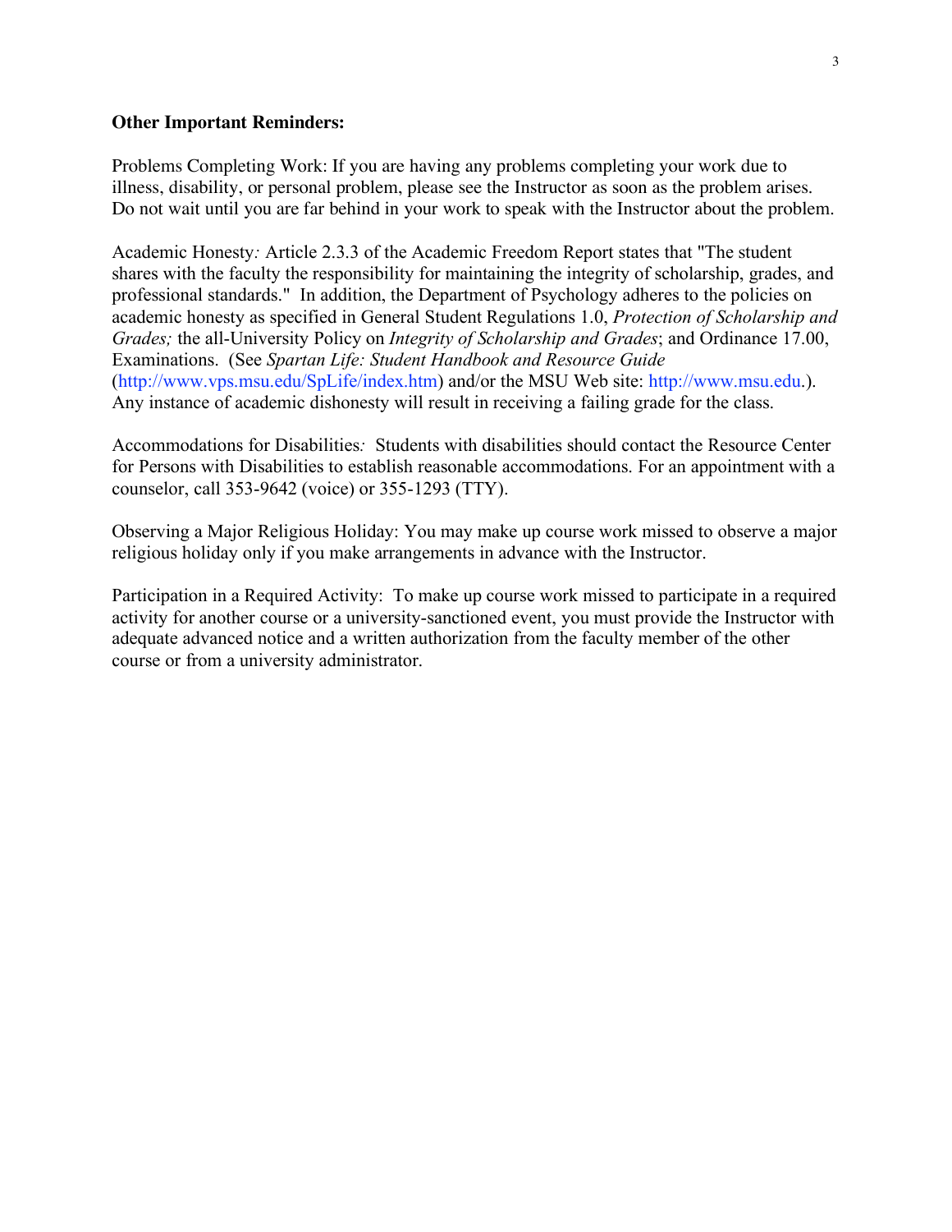**Other Important Reminders:**

Problems Completing Work: If you are having any problems completing your work due to illness, disability, or personal problem, please see the Instructor as soon as the problem arises. Do not wait until you are far behind in your work to speak with the Instructor about the problem.

Academic Honesty*:* Article 2.3.3 of the Academic Freedom Report states that "The student shares with the faculty the responsibility for maintaining the integrity of scholarship, grades, and professional standards." In addition, the Department of Psychology adheres to the policies on academic honesty as specified in General Student Regulations 1.0, *Protection of Scholarship and Grades;* the all-University Policy on *Integrity of Scholarship and Grades*; and Ordinance 17.00, Examinations. (See *Spartan Life: Student Handbook and Resource Guide* (http://www.vps.msu.edu/SpLife/index.htm) and/or the MSU Web site: http://www.msu.edu.). Any instance of academic dishonesty will result in receiving a failing grade for the class.

Accommodations for Disabilities*:* Students with disabilities should contact the Resource Center for Persons with Disabilities to establish reasonable accommodations. For an appointment with a counselor, call 353-9642 (voice) or 355-1293 (TTY).

Observing a Major Religious Holiday: You may make up course work missed to observe a major religious holiday only if you make arrangements in advance with the Instructor.

Participation in a Required Activity: To make up course work missed to participate in a required activity for another course or a university-sanctioned event, you must provide the Instructor with adequate advanced notice and a written authorization from the faculty member of the other course or from a university administrator.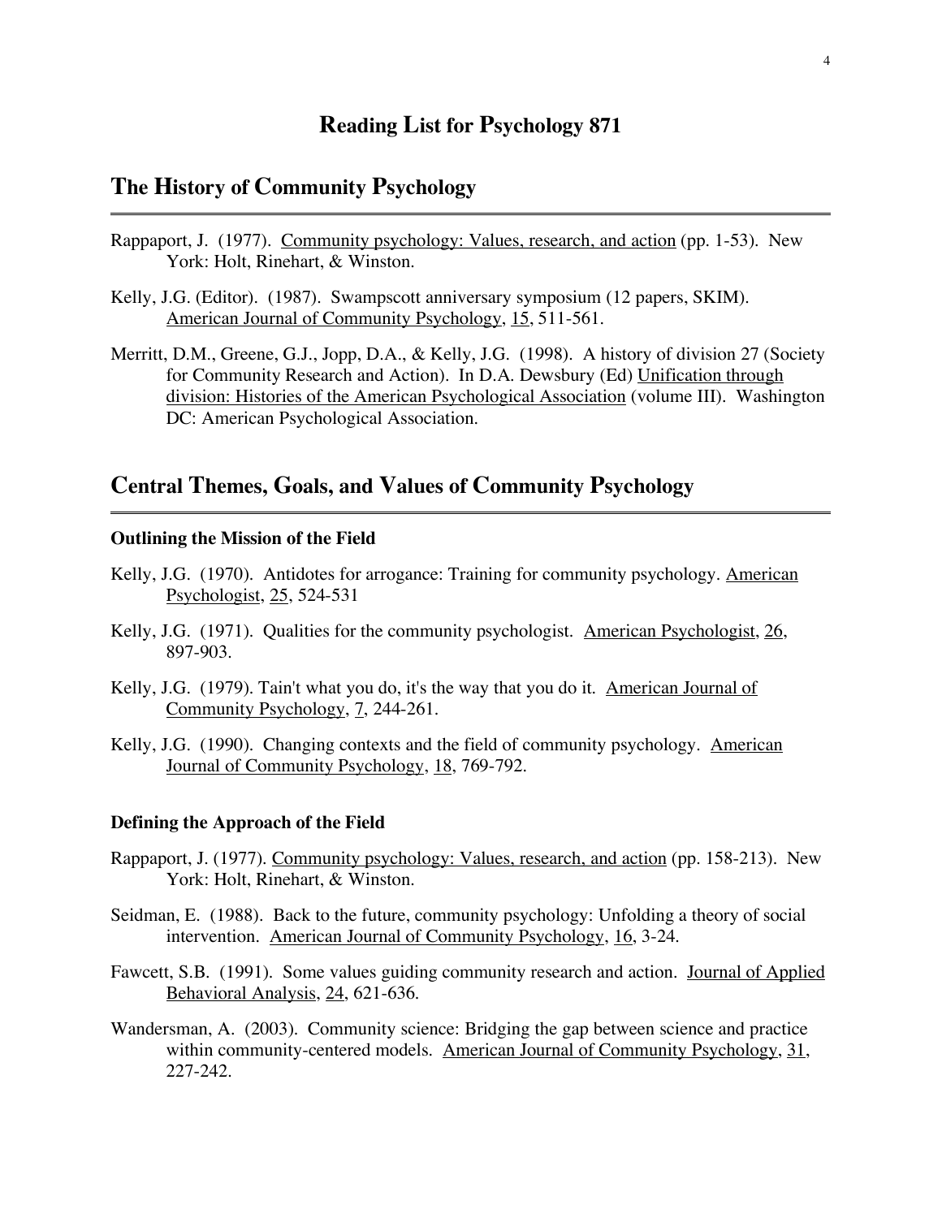# Reading List for Psychology 871

## The History of Community Psychology

Rappaport, J. (1977). Community psychology: Values, research, and action (pp. 1-53). New York: Holt, Rinehart, & Winston.

Kelly, J.G. (Editor). (1987). Swampscott anniversary symposium (12 papers, SKIM). American Journal of Community Psychology, 15, 511-561.

Merritt, D.M., Greene, G.J., Jopp, D.A., & Kelly, J.G. (1998). A history of division 27 (Society for Community Research and Action). In D.A. Dewsbury (Ed) Unification through division: Histories of the American Psychological Association (volume III). Washington DC: American Psychological Association.

## Central Themes, Goals, and Values of Community Psychology

### Outlining the Mission of the Field

Kelly, J.G. (1970). Antidotes for arrogance: Training for community psychology. American Psychologist, 25, 524-531

Kelly, J.G. (1971). Qualities for the community psychologist. American Psychologist, 26, 897-903.

Kelly, J.G. (1979). Tain't what you do, it's the way that you do it. American Journal of Community Psychology, 7, 244-261.

Kelly, J.G. (1990). Changing contexts and the field of community psychology. American Journal of Community Psychology, 18, 769-792.

### Defining the Approach of the Field

Rappaport, J. (1977). Community psychology: Values, research, and action (pp. 158-213). New York: Holt, Rinehart, & Winston.

Seidman, E. (1988). Back to the future, community psychology: Unfolding a theory of social intervention. American Journal of Community Psychology, 16, 3-24.

Fawcett, S.B. (1991). Some values guiding community research and action. Journal of Applied Behavioral Analysis, 24, 621-636.

Wandersman, A. (2003). Community science: Bridging the gap between science and practice within community-centered models. American Journal of Community Psychology, 31, 227-242.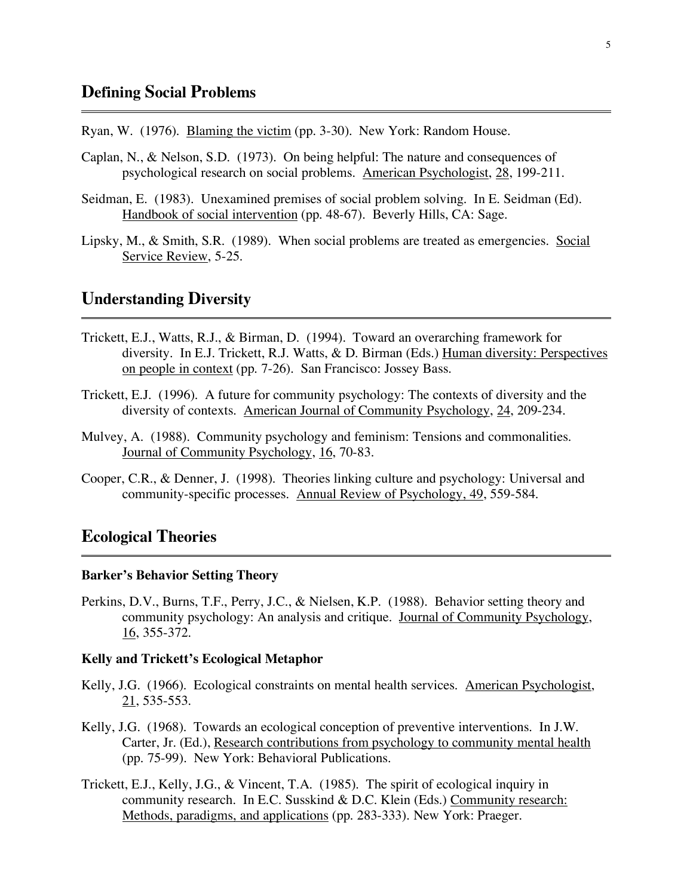## Defining Social Problems

Ryan, W. (1976). Blaming the victim (pp. 3-30). New York: Random House.

Caplan, N., & Nelson, S.D. (1973). On being helpful: The nature and consequences of psychological research on social problems. American Psychologist, 28, 199-211.

Seidman, E. (1983). Unexamined premises of social problem solving. In E. Seidman (Ed). Handbook of social intervention (pp. 48-67). Beverly Hills, CA: Sage.

Lipsky, M., & Smith, S.R. (1989). When social problems are treated as emergencies. Social Service Review, 5-25.

## Understanding Diversity

Trickett, E.J., Watts, R.J., & Birman, D. (1994). Toward an overarching framework for diversity. In E.J. Trickett, R.J. Watts, & D. Birman (Eds.) Human diversity: Perspectives on people in context (pp. 7-26). San Francisco: Jossey Bass.

Trickett, E.J. (1996). A future for community psychology: The contexts of diversity and the diversity of contexts. American Journal of Community Psychology, 24, 209-234.

Mulvey, A. (1988). Community psychology and feminism: Tensions and commonalities. Journal of Community Psychology, 16, 70-83.

Cooper, C.R., & Denner, J. (1998). Theories linking culture and psychology: Universal and community-specific processes. Annual Review of Psychology, 49, 559-584.

## Ecological Theories

**Barker's Behavior Setting Theory**

Perkins, D.V., Burns, T.F., Perry, J.C., & Nielsen, K.P. (1988). Behavior setting theory and community psychology: An analysis and critique. Journal of Community Psychology, 16, 355-372.

**Kelly and Trickett's Ecological Metaphor**

Kelly, J.G. (1966). Ecological constraints on mental health services. American Psychologist, 21, 535-553.

Kelly, J.G. (1968). Towards an ecological conception of preventive interventions. In J.W. Carter, Jr. (Ed.), Research contributions from psychology to community mental health (pp. 75-99). New York: Behavioral Publications.

Trickett, E.J., Kelly, J.G., & Vincent, T.A. (1985). The spirit of ecological inquiry in community research. In E.C. Susskind & D.C. Klein (Eds.) Community research: Methods, paradigms, and applications (pp. 283-333). New York: Praeger.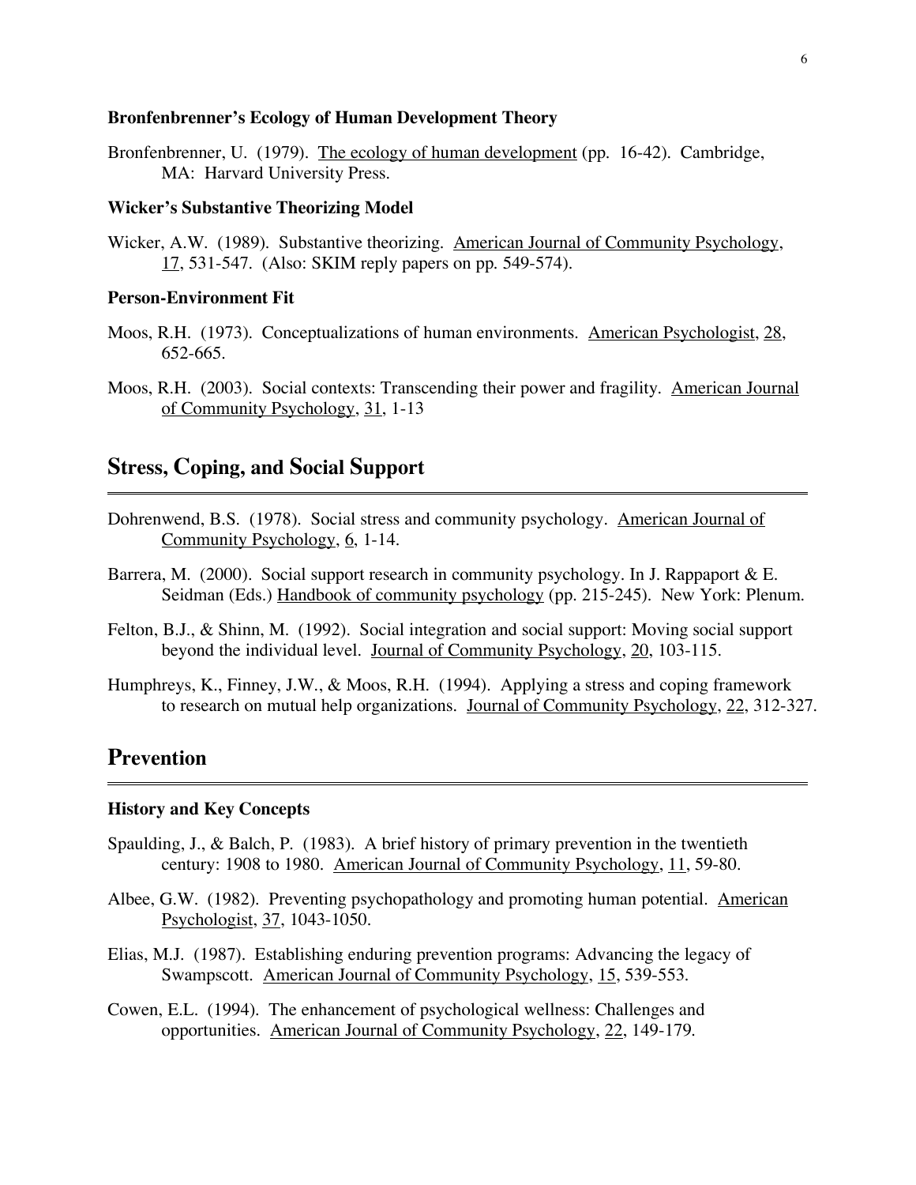### Bronfenbrenner's Ecology of Human Development Theory

Bronfenbrenner, U. (1979). <u>The ecology of human development</u> (pp. 16-42). Cambridge, MA: Harvard University Press.

### Wicker's Substantive Theorizing Model

Wicker, A.W. (1989). Substantive theorizing. <u>American Journal of Community Psychology</u>, <u>17</u>, 531-547. (Also: SKIM reply papers on pp. 549-574).

### Person-Environment Fit

Moos, R.H. (1973). Conceptualizations of human environments. <u>American Psychologist</u>, <u>28</u>, 652-665.

Moos, R.H. (2003). Social contexts: Transcending their power and fragility. <u>American Journal of Community Psychology</u>, <u>31</u>, 1-13

## Stress, Coping, and Social Support

Dohrenwend, B.S. (1978). Social stress and community psychology. <u>American Journal of Community Psychology</u>, <u>6</u>, 1-14.

Barrera, M. (2000). Social support research in community psychology. In J. Rappaport & E. Seidman (Eds.) <u>Handbook of community psychology</u> (pp. 215-245). New York: Plenum.

Felton, B.J., & Shinn, M. (1992). Social integration and social support: Moving social support beyond the individual level. <u>Journal of Community Psychology</u>, <u>20</u>, 103-115.

Humphreys, K., Finney, J.W., & Moos, R.H. (1994). Applying a stress and coping framework to research on mutual help organizations. <u>Journal of Community Psychology</u>, <u>22</u>, 312-327.

## Prevention

### History and Key Concepts

Spaulding, J., & Balch, P. (1983). A brief history of primary prevention in the twentieth century: 1908 to 1980. <u>American Journal of Community Psychology</u>, <u>11</u>, 59-80.

Albee, G.W. (1982). Preventing psychopathology and promoting human potential. <u>American Psychologist</u>, <u>37</u>, 1043-1050.

Elias, M.J. (1987). Establishing enduring prevention programs: Advancing the legacy of Swampscott. <u>American Journal of Community Psychology</u>, <u>15</u>, 539-553.

Cowen, E.L. (1994). The enhancement of psychological wellness: Challenges and opportunities. <u>American Journal of Community Psychology</u>, <u>22</u>, 149-179.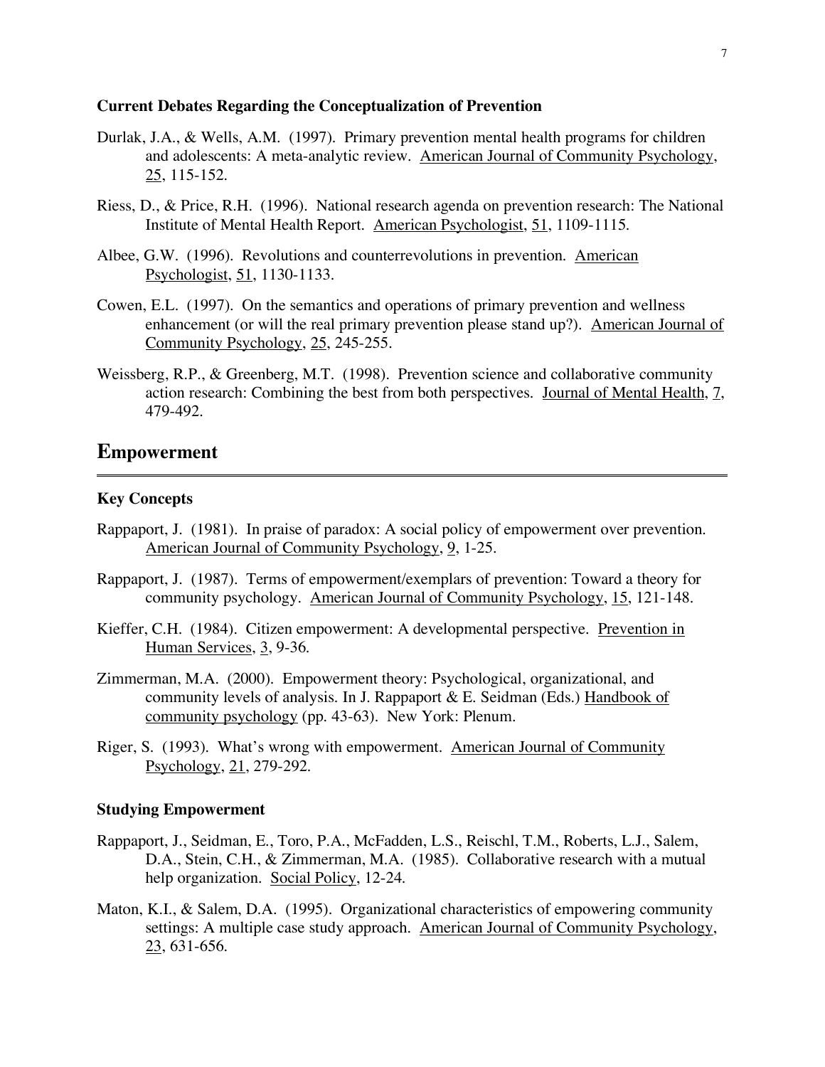### Current Debates Regarding the Conceptualization of Prevention

Durlak, J.A., & Wells, A.M. (1997). Primary prevention mental health programs for children and adolescents: A meta-analytic review. American Journal of Community Psychology, 25, 115-152.

Riess, D., & Price, R.H. (1996). National research agenda on prevention research: The National Institute of Mental Health Report. American Psychologist, 51, 1109-1115.

Albee, G.W. (1996). Revolutions and counterrevolutions in prevention. American Psychologist, 51, 1130-1133.

Cowen, E.L. (1997). On the semantics and operations of primary prevention and wellness enhancement (or will the real primary prevention please stand up?). American Journal of Community Psychology, 25, 245-255.

Weissberg, R.P., & Greenberg, M.T. (1998). Prevention science and collaborative community action research: Combining the best from both perspectives. Journal of Mental Health, 7, 479-492.

## Empowerment

### Key Concepts

Rappaport, J. (1981). In praise of paradox: A social policy of empowerment over prevention. American Journal of Community Psychology, 9, 1-25.

Rappaport, J. (1987). Terms of empowerment/exemplars of prevention: Toward a theory for community psychology. American Journal of Community Psychology, 15, 121-148.

Kieffer, C.H. (1984). Citizen empowerment: A developmental perspective. Prevention in Human Services, 3, 9-36.

Zimmerman, M.A. (2000). Empowerment theory: Psychological, organizational, and community levels of analysis. In J. Rappaport & E. Seidman (Eds.) Handbook of community psychology (pp. 43-63). New York: Plenum.

Riger, S. (1993). What's wrong with empowerment. American Journal of Community Psychology, 21, 279-292.

### Studying Empowerment

Rappaport, J., Seidman, E., Toro, P.A., McFadden, L.S., Reischl, T.M., Roberts, L.J., Salem, D.A., Stein, C.H., & Zimmerman, M.A. (1985). Collaborative research with a mutual help organization. Social Policy, 12-24.

Maton, K.I., & Salem, D.A. (1995). Organizational characteristics of empowering community settings: A multiple case study approach. American Journal of Community Psychology, 23, 631-656.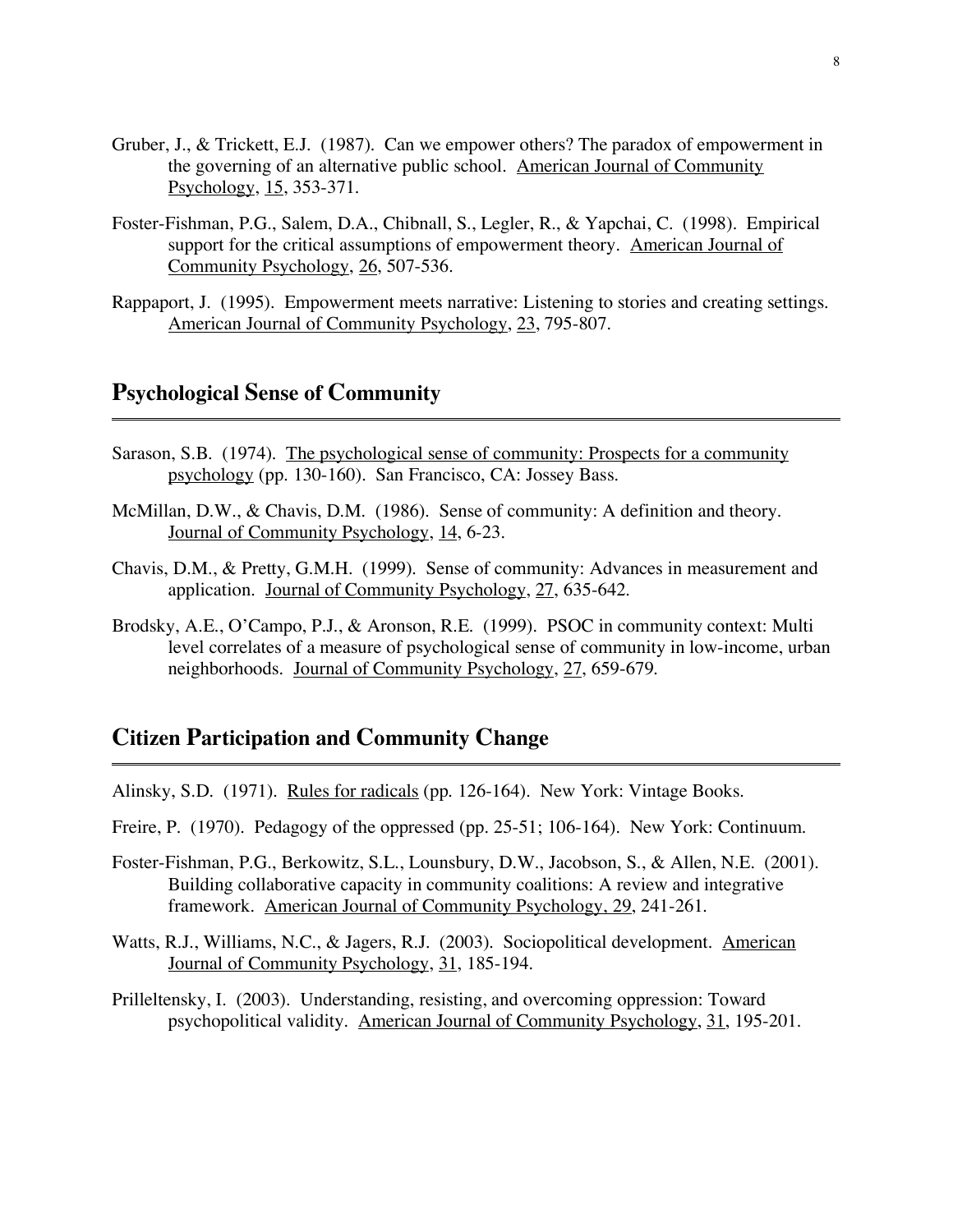Gruber, J., & Trickett, E.J. (1987). Can we empower others? The paradox of empowerment in the governing of an alternative public school. American Journal of Community Psychology, 15, 353-371.

Foster-Fishman, P.G., Salem, D.A., Chibnall, S., Legler, R., & Yapchai, C. (1998). Empirical support for the critical assumptions of empowerment theory. American Journal of Community Psychology, 26, 507-536.

Rappaport, J. (1995). Empowerment meets narrative: Listening to stories and creating settings. American Journal of Community Psychology, 23, 795-807.

## Psychological Sense of Community

Sarason, S.B. (1974). The psychological sense of community: Prospects for a community psychology (pp. 130-160). San Francisco, CA: Jossey Bass.

McMillan, D.W., & Chavis, D.M. (1986). Sense of community: A definition and theory. Journal of Community Psychology, 14, 6-23.

Chavis, D.M., & Pretty, G.M.H. (1999). Sense of community: Advances in measurement and application. Journal of Community Psychology, 27, 635-642.

Brodsky, A.E., O'Campo, P.J., & Aronson, R.E. (1999). PSOC in community context: Multi level correlates of a measure of psychological sense of community in low-income, urban neighborhoods. Journal of Community Psychology, 27, 659-679.

## Citizen Participation and Community Change

Alinsky, S.D. (1971). Rules for radicals (pp. 126-164). New York: Vintage Books.

Freire, P. (1970). Pedagogy of the oppressed (pp. 25-51; 106-164). New York: Continuum.

Foster-Fishman, P.G., Berkowitz, S.L., Lounsbury, D.W., Jacobson, S., & Allen, N.E. (2001). Building collaborative capacity in community coalitions: A review and integrative framework. American Journal of Community Psychology, 29, 241-261.

Watts, R.J., Williams, N.C., & Jagers, R.J. (2003). Sociopolitical development. American Journal of Community Psychology, 31, 185-194.

Prilleltensky, I. (2003). Understanding, resisting, and overcoming oppression: Toward psychopolitical validity. American Journal of Community Psychology, 31, 195-201.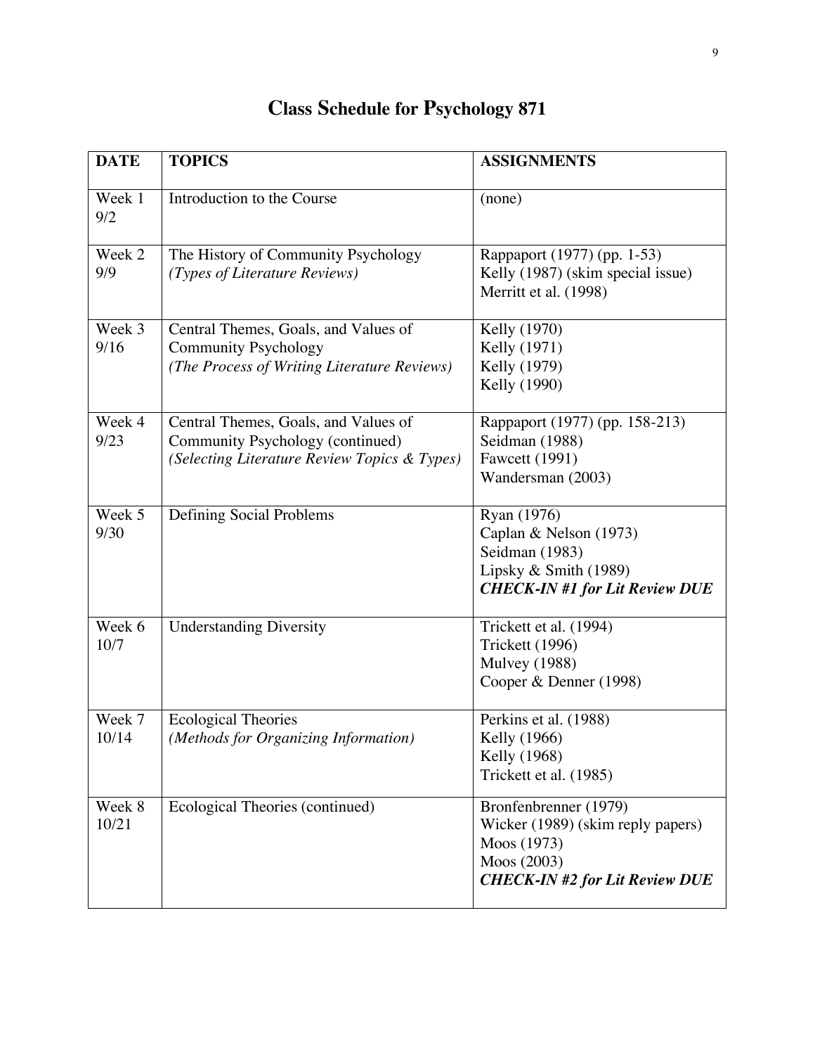# Class Schedule for Psychology 871

| DATE | TOPICS | ASSIGNMENTS |
|---|---|---|
| Week 1<br>9/2 | Introduction to the Course | (none) |
| Week 2<br>9/9 | The History of Community Psychology<br>*(Types of Literature Reviews)* | Rappaport (1977) (pp. 1-53)<br>Kelly (1987) (skim special issue)<br>Merritt et al. (1998) |
| Week 3<br>9/16 | Central Themes, Goals, and Values of Community Psychology<br>*(The Process of Writing Literature Reviews)* | Kelly (1970)<br>Kelly (1971)<br>Kelly (1979)<br>Kelly (1990) |
| Week 4<br>9/23 | Central Themes, Goals, and Values of Community Psychology (continued)<br>*(Selecting Literature Review Topics & Types)* | Rappaport (1977) (pp. 158-213)<br>Seidman (1988)<br>Fawcett (1991)<br>Wandersman (2003) |
| Week 5<br>9/30 | Defining Social Problems | Ryan (1976)<br>Caplan & Nelson (1973)<br>Seidman (1983)<br>Lipsky & Smith (1989)<br>***CHECK-IN #1 for Lit Review DUE*** |
| Week 6<br>10/7 | Understanding Diversity | Trickett et al. (1994)<br>Trickett (1996)<br>Mulvey (1988)<br>Cooper & Denner (1998) |
| Week 7<br>10/14 | Ecological Theories<br>*(Methods for Organizing Information)* | Perkins et al. (1988)<br>Kelly (1966)<br>Kelly (1968)<br>Trickett et al. (1985) |
| Week 8<br>10/21 | Ecological Theories (continued) | Bronfenbrenner (1979)<br>Wicker (1989) (skim reply papers)<br>Moos (1973)<br>Moos (2003)<br>***CHECK-IN #2 for Lit Review DUE*** |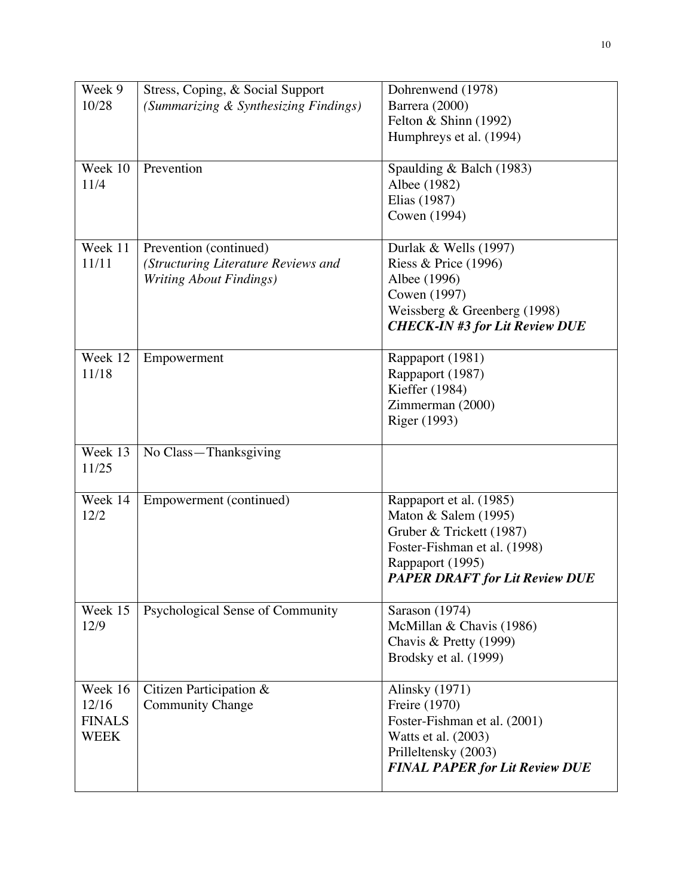| | | |
|---|---|---|
| Week 9<br>10/28 | Stress, Coping, & Social Support<br>*(Summarizing & Synthesizing Findings)* | Dohrenwend (1978)<br>Barrera (2000)<br>Felton & Shinn (1992)<br>Humphreys et al. (1994) |
| Week 10<br>11/4 | Prevention | Spaulding & Balch (1983)<br>Albee (1982)<br>Elias (1987)<br>Cowen (1994) |
| Week 11<br>11/11 | Prevention (continued)<br>*(Structuring Literature Reviews and Writing About Findings)* | Durlak & Wells (1997)<br>Riess & Price (1996)<br>Albee (1996)<br>Cowen (1997)<br>Weissberg & Greenberg (1998)<br>***CHECK-IN #3 for Lit Review DUE*** |
| Week 12<br>11/18 | Empowerment | Rappaport (1981)<br>Rappaport (1987)<br>Kieffer (1984)<br>Zimmerman (2000)<br>Riger (1993) |
| Week 13<br>11/25 | No Class—Thanksgiving | |
| Week 14<br>12/2 | Empowerment (continued) | Rappaport et al. (1985)<br>Maton & Salem (1995)<br>Gruber & Trickett (1987)<br>Foster-Fishman et al. (1998)<br>Rappaport (1995)<br>***PAPER DRAFT for Lit Review DUE*** |
| Week 15<br>12/9 | Psychological Sense of Community | Sarason (1974)<br>McMillan & Chavis (1986)<br>Chavis & Pretty (1999)<br>Brodsky et al. (1999) |
| Week 16<br>12/16<br>FINALS WEEK | Citizen Participation & Community Change | Alinsky (1971)<br>Freire (1970)<br>Foster-Fishman et al. (2001)<br>Watts et al. (2003)<br>Prilleltensky (2003)<br>***FINAL PAPER for Lit Review DUE*** |